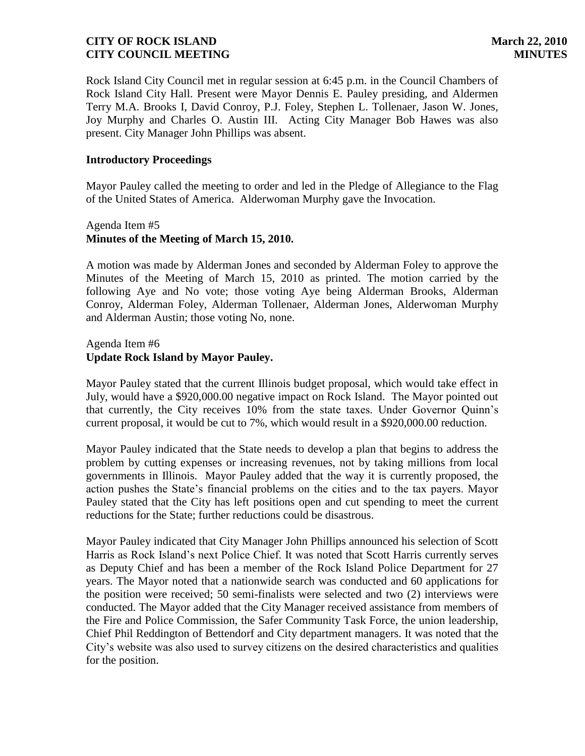Rock Island City Council met in regular session at 6:45 p.m. in the Council Chambers of Rock Island City Hall. Present were Mayor Dennis E. Pauley presiding, and Aldermen Terry M.A. Brooks I, David Conroy, P.J. Foley, Stephen L. Tollenaer, Jason W. Jones, Joy Murphy and Charles O. Austin III. Acting City Manager Bob Hawes was also present. City Manager John Phillips was absent.

**Introductory Proceedings**

Mayor Pauley called the meeting to order and led in the Pledge of Allegiance to the Flag of the United States of America. Alderwoman Murphy gave the Invocation.

Agenda Item #5
**Minutes of the Meeting of March 15, 2010.**

A motion was made by Alderman Jones and seconded by Alderman Foley to approve the Minutes of the Meeting of March 15, 2010 as printed. The motion carried by the following Aye and No vote; those voting Aye being Alderman Brooks, Alderman Conroy, Alderman Foley, Alderman Tollenaer, Alderman Jones, Alderwoman Murphy and Alderman Austin; those voting No, none.

Agenda Item #6
**Update Rock Island by Mayor Pauley.**

Mayor Pauley stated that the current Illinois budget proposal, which would take effect in July, would have a $920,000.00 negative impact on Rock Island. The Mayor pointed out that currently, the City receives 10% from the state taxes. Under Governor Quinn's current proposal, it would be cut to 7%, which would result in a $920,000.00 reduction.

Mayor Pauley indicated that the State needs to develop a plan that begins to address the problem by cutting expenses or increasing revenues, not by taking millions from local governments in Illinois. Mayor Pauley added that the way it is currently proposed, the action pushes the State's financial problems on the cities and to the tax payers. Mayor Pauley stated that the City has left positions open and cut spending to meet the current reductions for the State; further reductions could be disastrous.

Mayor Pauley indicated that City Manager John Phillips announced his selection of Scott Harris as Rock Island's next Police Chief. It was noted that Scott Harris currently serves as Deputy Chief and has been a member of the Rock Island Police Department for 27 years. The Mayor noted that a nationwide search was conducted and 60 applications for the position were received; 50 semi-finalists were selected and two (2) interviews were conducted. The Mayor added that the City Manager received assistance from members of the Fire and Police Commission, the Safer Community Task Force, the union leadership, Chief Phil Reddington of Bettendorf and City department managers. It was noted that the City's website was also used to survey citizens on the desired characteristics and qualities for the position.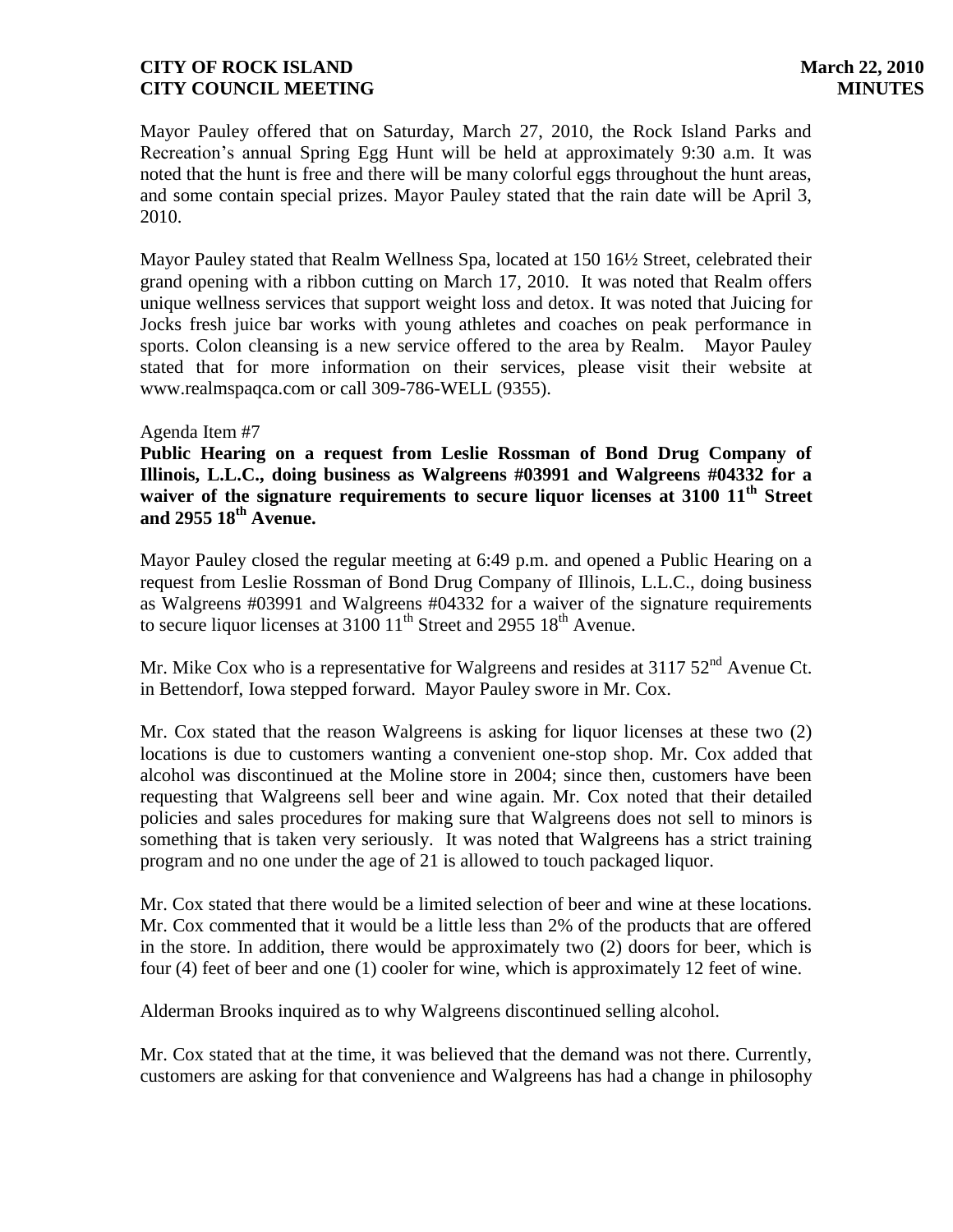Mayor Pauley offered that on Saturday, March 27, 2010, the Rock Island Parks and Recreation's annual Spring Egg Hunt will be held at approximately 9:30 a.m. It was noted that the hunt is free and there will be many colorful eggs throughout the hunt areas, and some contain special prizes. Mayor Pauley stated that the rain date will be April 3, 2010.

Mayor Pauley stated that Realm Wellness Spa, located at 150 16½ Street, celebrated their grand opening with a ribbon cutting on March 17, 2010. It was noted that Realm offers unique wellness services that support weight loss and detox. It was noted that Juicing for Jocks fresh juice bar works with young athletes and coaches on peak performance in sports. Colon cleansing is a new service offered to the area by Realm. Mayor Pauley stated that for more information on their services, please visit their website at www.realmspaqca.com or call 309-786-WELL (9355).

Agenda Item #7

**Public Hearing on a request from Leslie Rossman of Bond Drug Company of Illinois, L.L.C., doing business as Walgreens #03991 and Walgreens #04332 for a waiver of the signature requirements to secure liquor licenses at 3100 11th Street and 2955 18th Avenue.**

Mayor Pauley closed the regular meeting at 6:49 p.m. and opened a Public Hearing on a request from Leslie Rossman of Bond Drug Company of Illinois, L.L.C., doing business as Walgreens #03991 and Walgreens #04332 for a waiver of the signature requirements to secure liquor licenses at 3100 11th Street and 2955 18th Avenue.

Mr. Mike Cox who is a representative for Walgreens and resides at 3117 52nd Avenue Ct. in Bettendorf, Iowa stepped forward. Mayor Pauley swore in Mr. Cox.

Mr. Cox stated that the reason Walgreens is asking for liquor licenses at these two (2) locations is due to customers wanting a convenient one-stop shop. Mr. Cox added that alcohol was discontinued at the Moline store in 2004; since then, customers have been requesting that Walgreens sell beer and wine again. Mr. Cox noted that their detailed policies and sales procedures for making sure that Walgreens does not sell to minors is something that is taken very seriously. It was noted that Walgreens has a strict training program and no one under the age of 21 is allowed to touch packaged liquor.

Mr. Cox stated that there would be a limited selection of beer and wine at these locations. Mr. Cox commented that it would be a little less than 2% of the products that are offered in the store. In addition, there would be approximately two (2) doors for beer, which is four (4) feet of beer and one (1) cooler for wine, which is approximately 12 feet of wine.

Alderman Brooks inquired as to why Walgreens discontinued selling alcohol.

Mr. Cox stated that at the time, it was believed that the demand was not there. Currently, customers are asking for that convenience and Walgreens has had a change in philosophy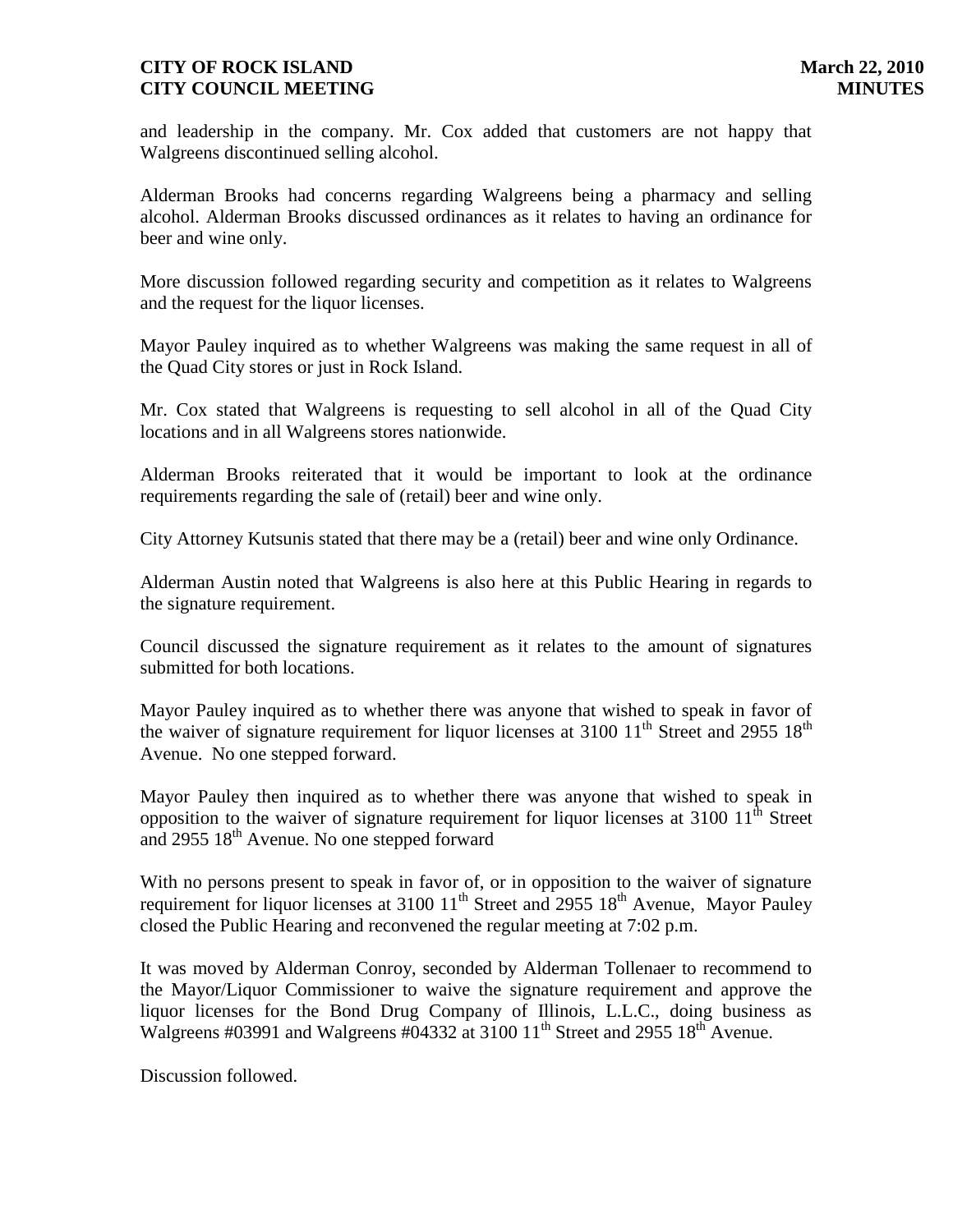and leadership in the company. Mr. Cox added that customers are not happy that Walgreens discontinued selling alcohol.

Alderman Brooks had concerns regarding Walgreens being a pharmacy and selling alcohol. Alderman Brooks discussed ordinances as it relates to having an ordinance for beer and wine only.

More discussion followed regarding security and competition as it relates to Walgreens and the request for the liquor licenses.

Mayor Pauley inquired as to whether Walgreens was making the same request in all of the Quad City stores or just in Rock Island.

Mr. Cox stated that Walgreens is requesting to sell alcohol in all of the Quad City locations and in all Walgreens stores nationwide.

Alderman Brooks reiterated that it would be important to look at the ordinance requirements regarding the sale of (retail) beer and wine only.

City Attorney Kutsunis stated that there may be a (retail) beer and wine only Ordinance.

Alderman Austin noted that Walgreens is also here at this Public Hearing in regards to the signature requirement.

Council discussed the signature requirement as it relates to the amount of signatures submitted for both locations.

Mayor Pauley inquired as to whether there was anyone that wished to speak in favor of the waiver of signature requirement for liquor licenses at 3100 11th Street and 2955 18th Avenue. No one stepped forward.

Mayor Pauley then inquired as to whether there was anyone that wished to speak in opposition to the waiver of signature requirement for liquor licenses at 3100 11th Street and 2955 18th Avenue. No one stepped forward

With no persons present to speak in favor of, or in opposition to the waiver of signature requirement for liquor licenses at 3100 11th Street and 2955 18th Avenue, Mayor Pauley closed the Public Hearing and reconvened the regular meeting at 7:02 p.m.

It was moved by Alderman Conroy, seconded by Alderman Tollenaer to recommend to the Mayor/Liquor Commissioner to waive the signature requirement and approve the liquor licenses for the Bond Drug Company of Illinois, L.L.C., doing business as Walgreens #03991 and Walgreens #04332 at 3100 11th Street and 2955 18th Avenue.

Discussion followed.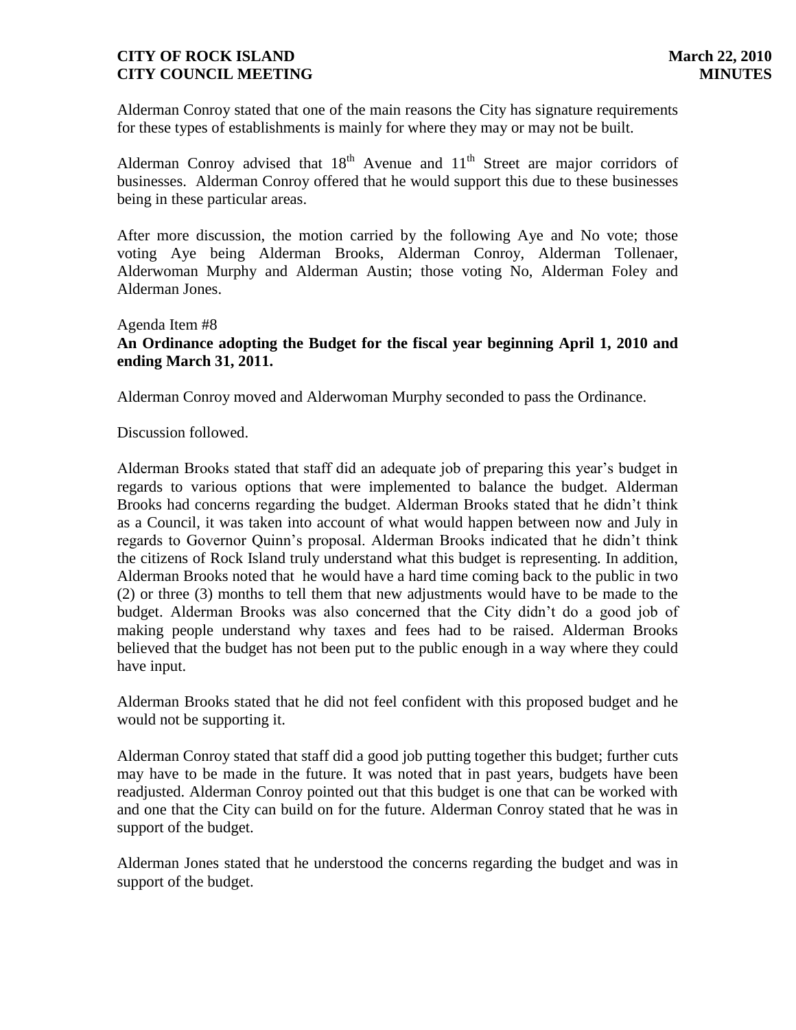Alderman Conroy stated that one of the main reasons the City has signature requirements for these types of establishments is mainly for where they may or may not be built.

Alderman Conroy advised that 18th Avenue and 11th Street are major corridors of businesses. Alderman Conroy offered that he would support this due to these businesses being in these particular areas.

After more discussion, the motion carried by the following Aye and No vote; those voting Aye being Alderman Brooks, Alderman Conroy, Alderman Tollenaer, Alderwoman Murphy and Alderman Austin; those voting No, Alderman Foley and Alderman Jones.

Agenda Item #8
**An Ordinance adopting the Budget for the fiscal year beginning April 1, 2010 and ending March 31, 2011.**

Alderman Conroy moved and Alderwoman Murphy seconded to pass the Ordinance.

Discussion followed.

Alderman Brooks stated that staff did an adequate job of preparing this year's budget in regards to various options that were implemented to balance the budget. Alderman Brooks had concerns regarding the budget. Alderman Brooks stated that he didn't think as a Council, it was taken into account of what would happen between now and July in regards to Governor Quinn's proposal. Alderman Brooks indicated that he didn't think the citizens of Rock Island truly understand what this budget is representing. In addition, Alderman Brooks noted that he would have a hard time coming back to the public in two (2) or three (3) months to tell them that new adjustments would have to be made to the budget. Alderman Brooks was also concerned that the City didn't do a good job of making people understand why taxes and fees had to be raised. Alderman Brooks believed that the budget has not been put to the public enough in a way where they could have input.

Alderman Brooks stated that he did not feel confident with this proposed budget and he would not be supporting it.

Alderman Conroy stated that staff did a good job putting together this budget; further cuts may have to be made in the future. It was noted that in past years, budgets have been readjusted. Alderman Conroy pointed out that this budget is one that can be worked with and one that the City can build on for the future. Alderman Conroy stated that he was in support of the budget.

Alderman Jones stated that he understood the concerns regarding the budget and was in support of the budget.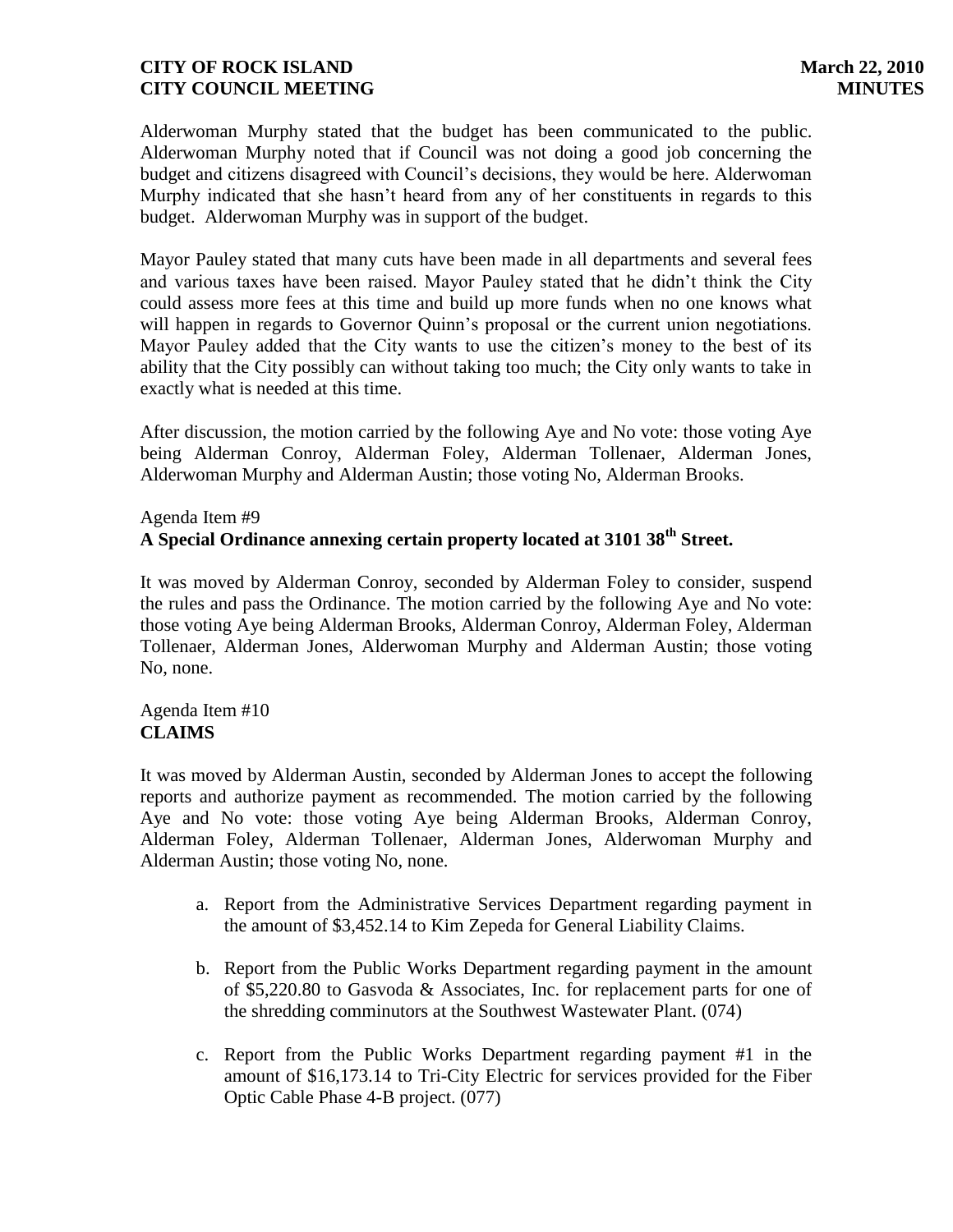Alderwoman Murphy stated that the budget has been communicated to the public. Alderwoman Murphy noted that if Council was not doing a good job concerning the budget and citizens disagreed with Council's decisions, they would be here. Alderwoman Murphy indicated that she hasn't heard from any of her constituents in regards to this budget. Alderwoman Murphy was in support of the budget.

Mayor Pauley stated that many cuts have been made in all departments and several fees and various taxes have been raised. Mayor Pauley stated that he didn't think the City could assess more fees at this time and build up more funds when no one knows what will happen in regards to Governor Quinn's proposal or the current union negotiations. Mayor Pauley added that the City wants to use the citizen's money to the best of its ability that the City possibly can without taking too much; the City only wants to take in exactly what is needed at this time.

After discussion, the motion carried by the following Aye and No vote: those voting Aye being Alderman Conroy, Alderman Foley, Alderman Tollenaer, Alderman Jones, Alderwoman Murphy and Alderman Austin; those voting No, Alderman Brooks.

Agenda Item #9
**A Special Ordinance annexing certain property located at 3101 38th Street.**

It was moved by Alderman Conroy, seconded by Alderman Foley to consider, suspend the rules and pass the Ordinance. The motion carried by the following Aye and No vote: those voting Aye being Alderman Brooks, Alderman Conroy, Alderman Foley, Alderman Tollenaer, Alderman Jones, Alderwoman Murphy and Alderman Austin; those voting No, none.

Agenda Item #10
**CLAIMS**

It was moved by Alderman Austin, seconded by Alderman Jones to accept the following reports and authorize payment as recommended. The motion carried by the following Aye and No vote: those voting Aye being Alderman Brooks, Alderman Conroy, Alderman Foley, Alderman Tollenaer, Alderman Jones, Alderwoman Murphy and Alderman Austin; those voting No, none.

a. Report from the Administrative Services Department regarding payment in the amount of $3,452.14 to Kim Zepeda for General Liability Claims.

b. Report from the Public Works Department regarding payment in the amount of $5,220.80 to Gasvoda & Associates, Inc. for replacement parts for one of the shredding comminutors at the Southwest Wastewater Plant. (074)

c. Report from the Public Works Department regarding payment #1 in the amount of $16,173.14 to Tri-City Electric for services provided for the Fiber Optic Cable Phase 4-B project. (077)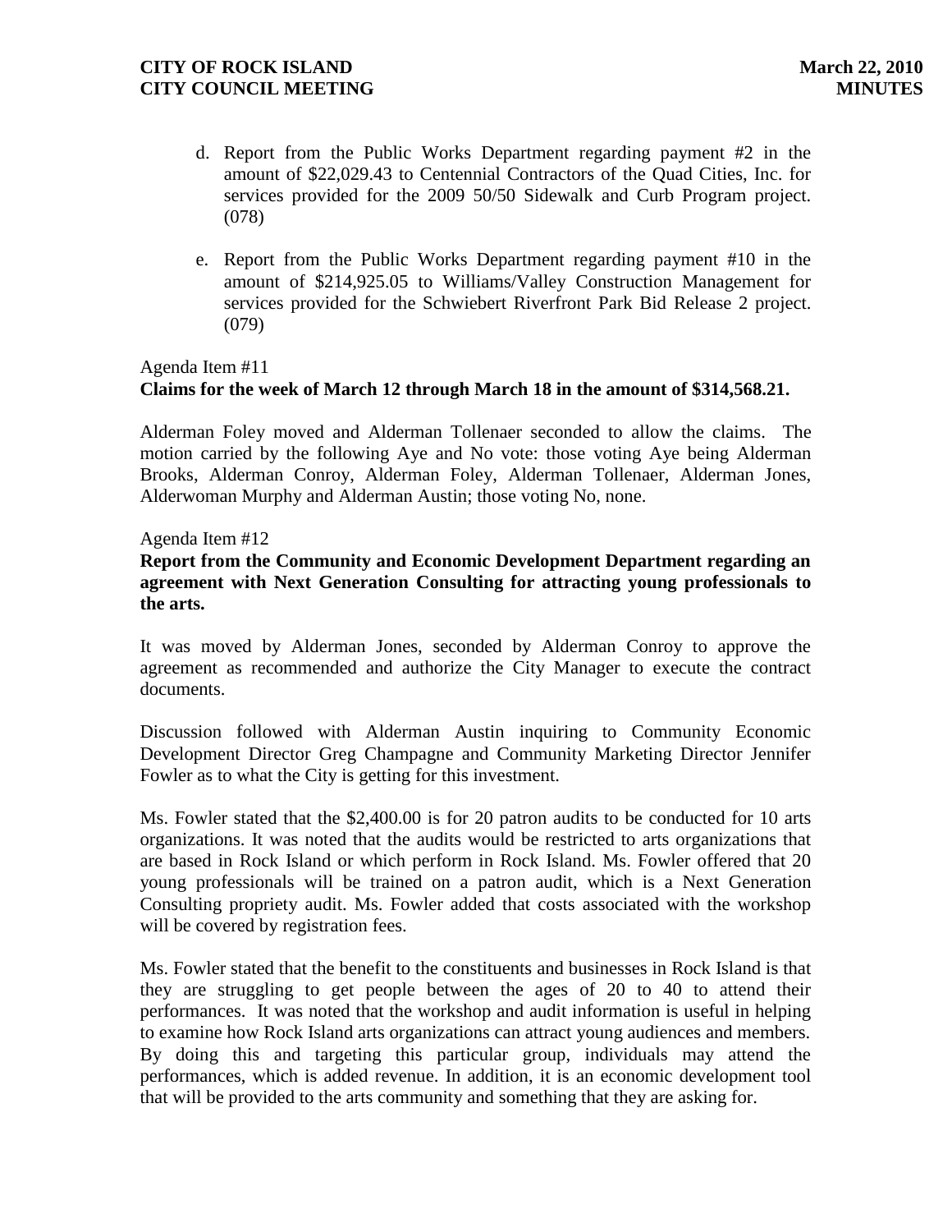d. Report from the Public Works Department regarding payment #2 in the amount of $22,029.43 to Centennial Contractors of the Quad Cities, Inc. for services provided for the 2009 50/50 Sidewalk and Curb Program project. (078)

e. Report from the Public Works Department regarding payment #10 in the amount of $214,925.05 to Williams/Valley Construction Management for services provided for the Schwiebert Riverfront Park Bid Release 2 project. (079)

Agenda Item #11

**Claims for the week of March 12 through March 18 in the amount of $314,568.21.**

Alderman Foley moved and Alderman Tollenaer seconded to allow the claims. The motion carried by the following Aye and No vote: those voting Aye being Alderman Brooks, Alderman Conroy, Alderman Foley, Alderman Tollenaer, Alderman Jones, Alderwoman Murphy and Alderman Austin; those voting No, none.

Agenda Item #12

**Report from the Community and Economic Development Department regarding an agreement with Next Generation Consulting for attracting young professionals to the arts.**

It was moved by Alderman Jones, seconded by Alderman Conroy to approve the agreement as recommended and authorize the City Manager to execute the contract documents.

Discussion followed with Alderman Austin inquiring to Community Economic Development Director Greg Champagne and Community Marketing Director Jennifer Fowler as to what the City is getting for this investment.

Ms. Fowler stated that the $2,400.00 is for 20 patron audits to be conducted for 10 arts organizations. It was noted that the audits would be restricted to arts organizations that are based in Rock Island or which perform in Rock Island. Ms. Fowler offered that 20 young professionals will be trained on a patron audit, which is a Next Generation Consulting propriety audit. Ms. Fowler added that costs associated with the workshop will be covered by registration fees.

Ms. Fowler stated that the benefit to the constituents and businesses in Rock Island is that they are struggling to get people between the ages of 20 to 40 to attend their performances. It was noted that the workshop and audit information is useful in helping to examine how Rock Island arts organizations can attract young audiences and members. By doing this and targeting this particular group, individuals may attend the performances, which is added revenue. In addition, it is an economic development tool that will be provided to the arts community and something that they are asking for.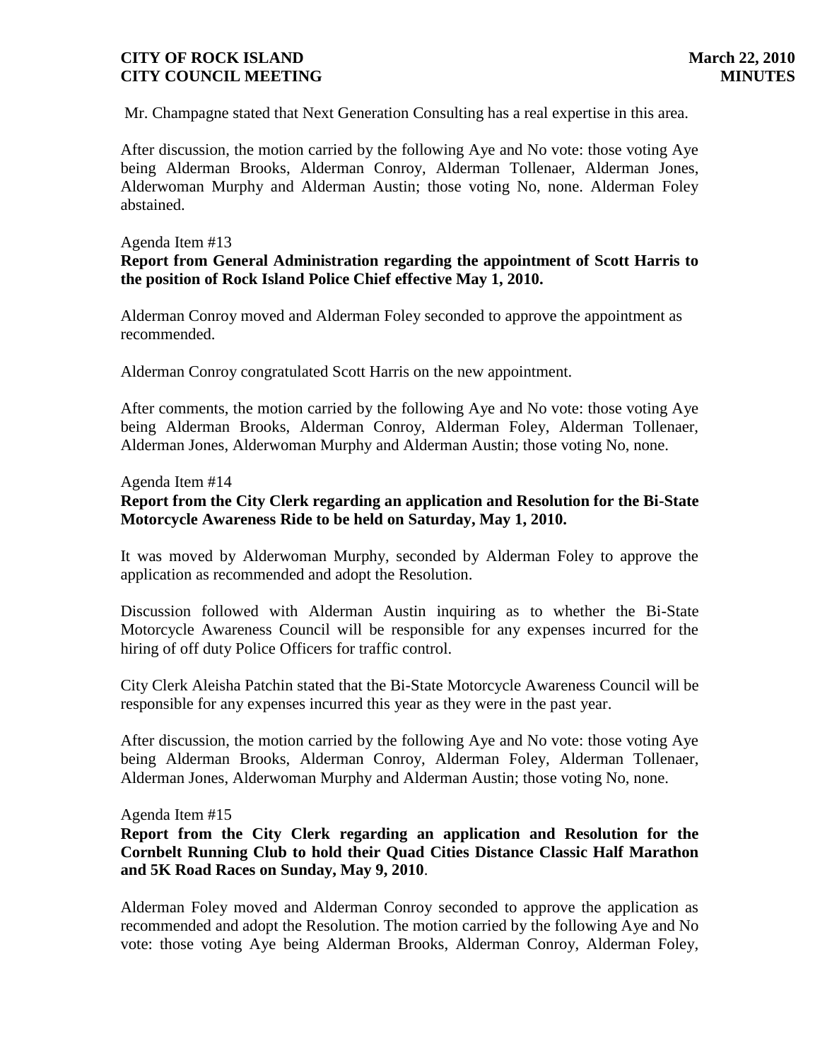Mr. Champagne stated that Next Generation Consulting has a real expertise in this area.

After discussion, the motion carried by the following Aye and No vote: those voting Aye being Alderman Brooks, Alderman Conroy, Alderman Tollenaer, Alderman Jones, Alderwoman Murphy and Alderman Austin; those voting No, none. Alderman Foley abstained.

Agenda Item #13

**Report from General Administration regarding the appointment of Scott Harris to the position of Rock Island Police Chief effective May 1, 2010.**

Alderman Conroy moved and Alderman Foley seconded to approve the appointment as recommended.

Alderman Conroy congratulated Scott Harris on the new appointment.

After comments, the motion carried by the following Aye and No vote: those voting Aye being Alderman Brooks, Alderman Conroy, Alderman Foley, Alderman Tollenaer, Alderman Jones, Alderwoman Murphy and Alderman Austin; those voting No, none.

Agenda Item #14

**Report from the City Clerk regarding an application and Resolution for the Bi-State Motorcycle Awareness Ride to be held on Saturday, May 1, 2010.**

It was moved by Alderwoman Murphy, seconded by Alderman Foley to approve the application as recommended and adopt the Resolution.

Discussion followed with Alderman Austin inquiring as to whether the Bi-State Motorcycle Awareness Council will be responsible for any expenses incurred for the hiring of off duty Police Officers for traffic control.

City Clerk Aleisha Patchin stated that the Bi-State Motorcycle Awareness Council will be responsible for any expenses incurred this year as they were in the past year.

After discussion, the motion carried by the following Aye and No vote: those voting Aye being Alderman Brooks, Alderman Conroy, Alderman Foley, Alderman Tollenaer, Alderman Jones, Alderwoman Murphy and Alderman Austin; those voting No, none.

Agenda Item #15

**Report from the City Clerk regarding an application and Resolution for the Cornbelt Running Club to hold their Quad Cities Distance Classic Half Marathon and 5K Road Races on Sunday, May 9, 2010**.

Alderman Foley moved and Alderman Conroy seconded to approve the application as recommended and adopt the Resolution. The motion carried by the following Aye and No vote: those voting Aye being Alderman Brooks, Alderman Conroy, Alderman Foley,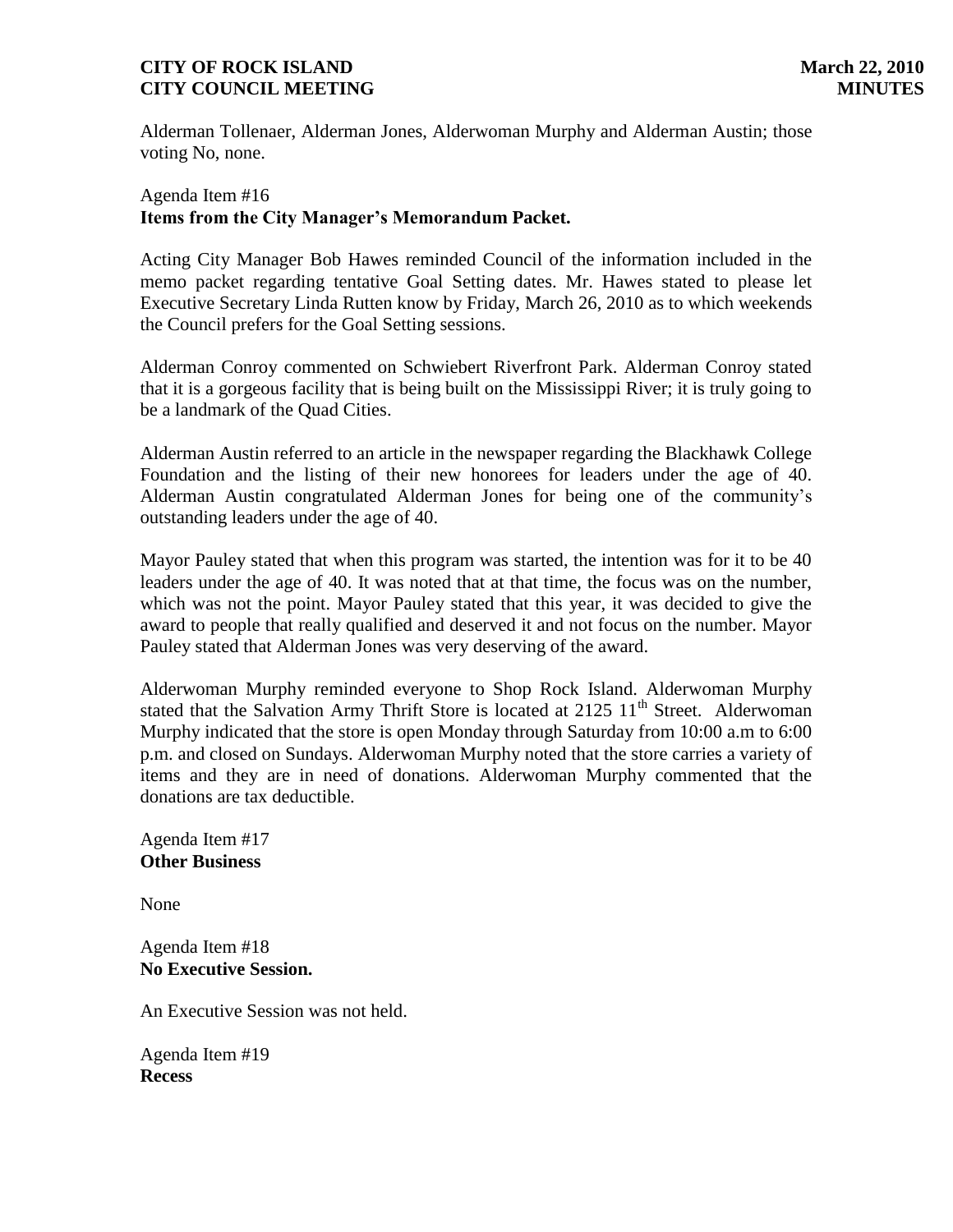Alderman Tollenaer, Alderman Jones, Alderwoman Murphy and Alderman Austin; those voting No, none.

Agenda Item #16
**Items from the City Manager's Memorandum Packet.**

Acting City Manager Bob Hawes reminded Council of the information included in the memo packet regarding tentative Goal Setting dates. Mr. Hawes stated to please let Executive Secretary Linda Rutten know by Friday, March 26, 2010 as to which weekends the Council prefers for the Goal Setting sessions.

Alderman Conroy commented on Schwiebert Riverfront Park. Alderman Conroy stated that it is a gorgeous facility that is being built on the Mississippi River; it is truly going to be a landmark of the Quad Cities.

Alderman Austin referred to an article in the newspaper regarding the Blackhawk College Foundation and the listing of their new honorees for leaders under the age of 40. Alderman Austin congratulated Alderman Jones for being one of the community's outstanding leaders under the age of 40.

Mayor Pauley stated that when this program was started, the intention was for it to be 40 leaders under the age of 40. It was noted that at that time, the focus was on the number, which was not the point. Mayor Pauley stated that this year, it was decided to give the award to people that really qualified and deserved it and not focus on the number. Mayor Pauley stated that Alderman Jones was very deserving of the award.

Alderwoman Murphy reminded everyone to Shop Rock Island. Alderwoman Murphy stated that the Salvation Army Thrift Store is located at 2125 11th Street. Alderwoman Murphy indicated that the store is open Monday through Saturday from 10:00 a.m to 6:00 p.m. and closed on Sundays. Alderwoman Murphy noted that the store carries a variety of items and they are in need of donations. Alderwoman Murphy commented that the donations are tax deductible.

Agenda Item #17
**Other Business**

None

Agenda Item #18
**No Executive Session.**

An Executive Session was not held.

Agenda Item #19
**Recess**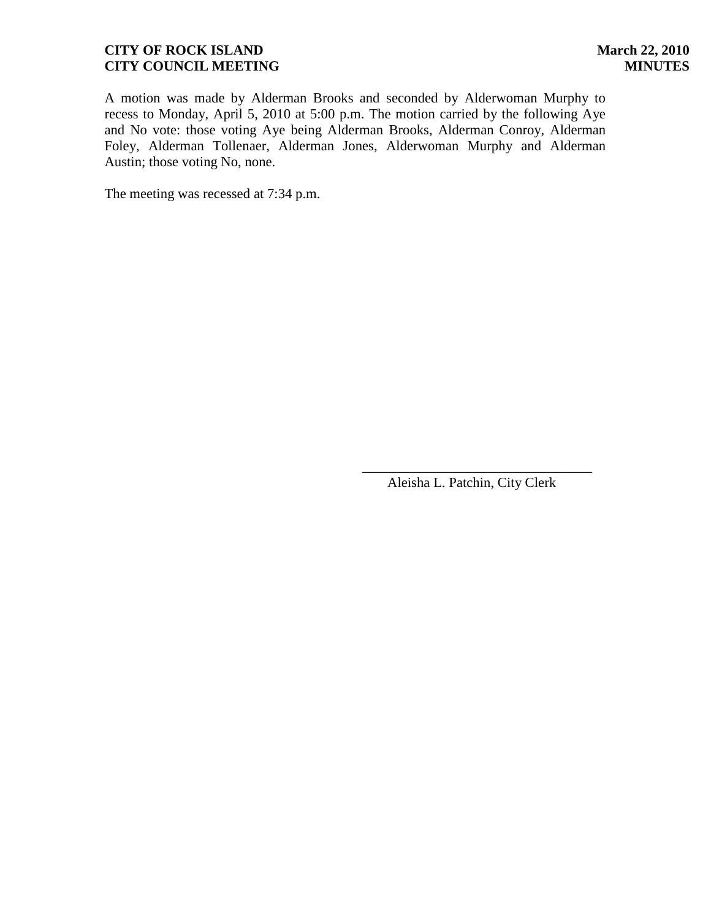A motion was made by Alderman Brooks and seconded by Alderwoman Murphy to recess to Monday, April 5, 2010 at 5:00 p.m. The motion carried by the following Aye and No vote: those voting Aye being Alderman Brooks, Alderman Conroy, Alderman Foley, Alderman Tollenaer, Alderman Jones, Alderwoman Murphy and Alderman Austin; those voting No, none.

The meeting was recessed at 7:34 p.m.

___________________________________
Aleisha L. Patchin, City Clerk